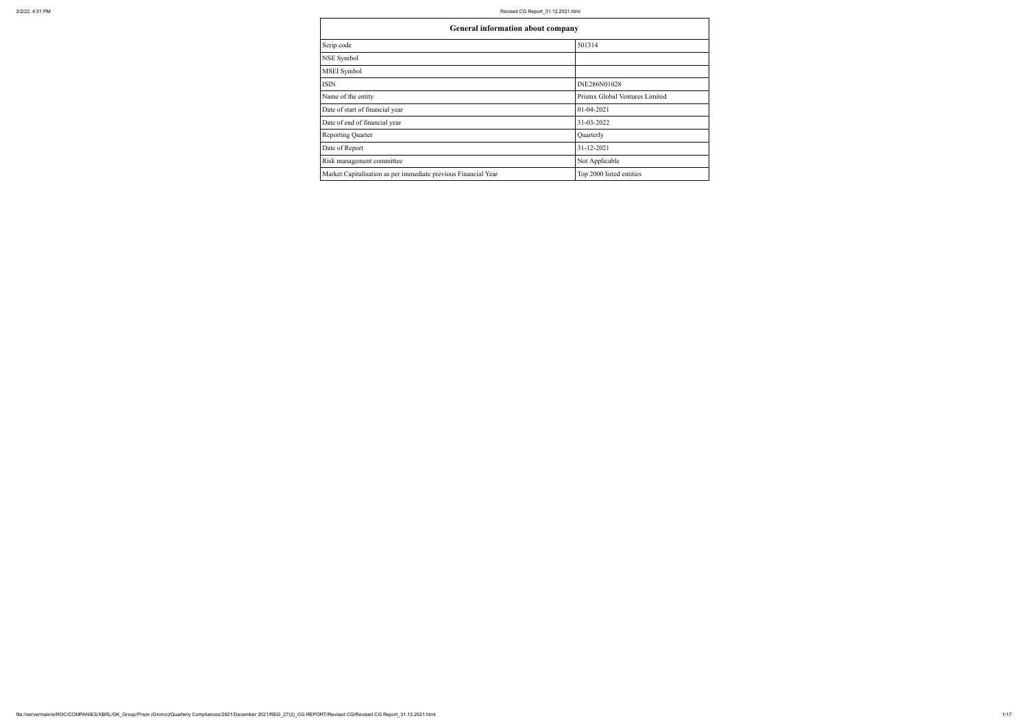| General information about company | |
|---|---|
| Scrip code | 501314 |
| NSE Symbol | |
| MSEI Symbol | |
| ISIN | INE286N01028 |
| Name of the entity | Prismx Global Ventures Limited |
| Date of start of financial year | 01-04-2021 |
| Date of end of financial year | 31-03-2022 |
| Reporting Quarter | Quarterly |
| Date of Report | 31-12-2021 |
| Risk management committee | Not Applicable |
| Market Capitalisation as per immediate previous Financial Year | Top 2000 listed entities |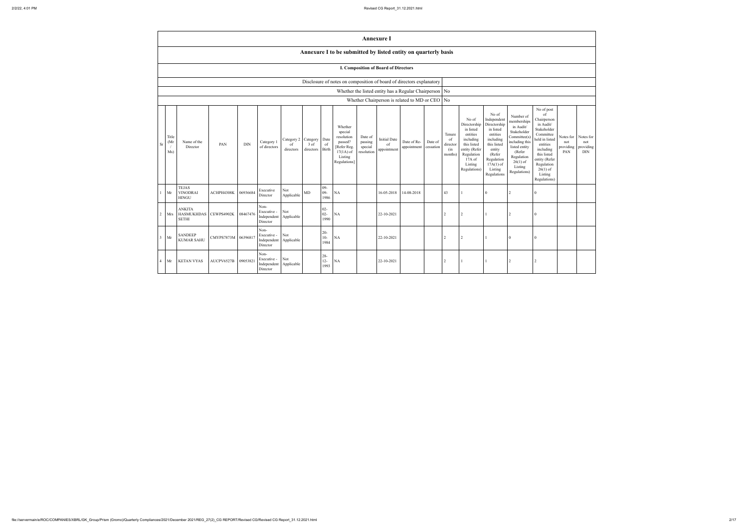# Annexure I

## Annexure I to be submitted by listed entity on quarterly basis

### I. Composition of Board of Directors

| Disclosure of notes on composition of board of directors explanatory | |
|---|---|
| Whether the listed entity has a Regular Chairperson | No |
| Whether Chairperson is related to MD or CEO | No |

| Sr | Title (Mr / Ms) | Name of the Director | PAN | DIN | Category 1 of directors | Category 2 of directors | Category 3 of directors | Date of Birth | Whether special resolution passed? [Refer Reg. 17(1A) of Listing Regulations] | Date of passing special resolution | Initial Date of appointment | Date of Re-appointment | Date of cessation | Tenure of director (in months) | No of Directorship in listed entities including this listed entity (Refer Regulation 17A of Listing Regulations) | No of Independent Directorship in listed entities including this listed entity (Refer Regulation 17A(1) of Listing Regulations | Number of memberships in Audit/ Stakeholder Committee(s) including this listed entity (Refer Regulation 26(1) of Listing Regulations) | No of post of Chairperson in Audit/ Stakeholder Committee held in listed entities including this listed entity (Refer Regulation 26(1) of Listing Regulations) | Notes for not providing PAN | Notes for not providing DIN |
|---|---|---|---|---|---|---|---|---|---|---|---|---|---|---|---|---|---|---|---|---|
| 1 | Mr | TEJAS VINODRAI HINGU | ACHPH4308K | 06936684 | Executive Director | Not Applicable | MD | 09-09-1986 | NA | | 16-05-2018 | 14-08-2018 | | 43 | 1 | 0 | 2 | 0 | | |
| 2 | Mrs | ANKITA HASMUKHDAS SETHI | CEWPS4902K | 08467476 | Non-Executive - Independent Director | Not Applicable | | 02-02-1990 | NA | | 22-10-2021 | | | 2 | 2 | 1 | 2 | 0 | | |
| 3 | Mr | SANDEEP KUMAR SAHU | CMYPS7873M | 06396817 | Non-Executive - Independent Director | Not Applicable | | 20-10-1984 | NA | | 22-10-2021 | | | 2 | 2 | 1 | 0 | 0 | | |
| 4 | Mr | KETAN VYAS | AUCPV6527B | 09053821 | Non-Executive - Independent Director | Not Applicable | | 28-12-1993 | NA | | 22-10-2021 | | | 2 | 1 | 1 | 2 | 2 | | |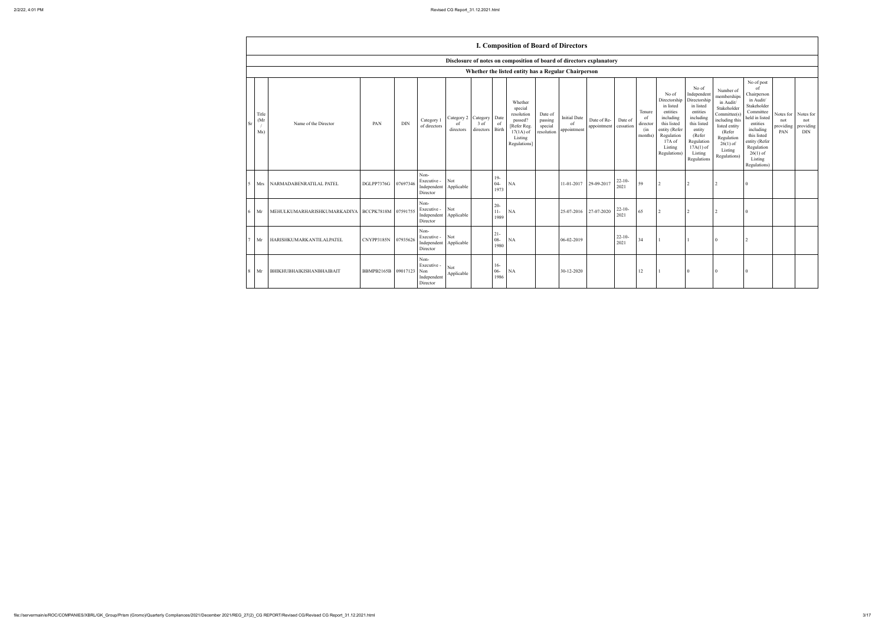# I. Composition of Board of Directors

## Disclosure of notes on composition of board of directors explanatory

### Whether the listed entity has a Regular Chairperson

| Sr | Title (Mr / Ms) | Name of the Director | PAN | DIN | Category 1 of directors | Category 2 of directors | Category 3 of directors | Date of Birth | Whether special resolution passed? [Refer Reg. 17(1A) of Listing Regulations] | Date of passing special resolution | Initial Date of appointment | Date of Re-appointment | Date of cessation | Tenure of director (in months) | No of Directorship in listed entities including this listed entity (Refer Regulation 17A of Listing Regulations) | No of Independent Directorship in listed entities including this listed entity (Refer Regulation 17A(1) of Listing Regulations | Number of memberships in Audit/ Stakeholder Committee(s) including this listed entity (Refer Regulation 26(1) of Listing Regulations) | No of post of Chairperson in Audit/ Stakeholder Committee held in listed entities including this listed entity (Refer Regulation 26(1) of Listing Regulations) | Notes for not providing PAN | Notes for not providing DIN |
|---|---|---|---|---|---|---|---|---|---|---|---|---|---|---|---|---|---|---|---|---|
| 5 | Mrs | NARMADABENRATILAL PATEL | DGLPP7376G | 07697346 | Non-Executive - Independent Director | Not Applicable | | 19-04-1973 | NA | | 11-01-2017 | 29-09-2017 | 22-10-2021 | 59 | 2 | 2 | 2 | 0 | | |
| 6 | Mr | MEHULKUMARHARISHKUMARKADIYA | BCCPK7818M | 07591755 | Non-Executive - Independent Director | Not Applicable | | 20-11-1989 | NA | | 25-07-2016 | 27-07-2020 | 22-10-2021 | 65 | 2 | 2 | 2 | 0 | | |
| 7 | Mr | HARISHKUMARKANTILALPATEL | CNYPP3185N | 07935626 | Non-Executive - Independent Director | Not Applicable | | 21-08-1980 | NA | | 06-02-2019 | | 22-10-2021 | 34 | 1 | 1 | 0 | 2 | | |
| 8 | Mr | BHIKHUBHAIKISHANBHAIBAIT | BBMPB2165B | 09017123 | Non-Executive - Non Independent Director | Not Applicable | | 16-06-1986 | NA | | 30-12-2020 | | | 12 | 1 | 0 | 0 | 0 | | |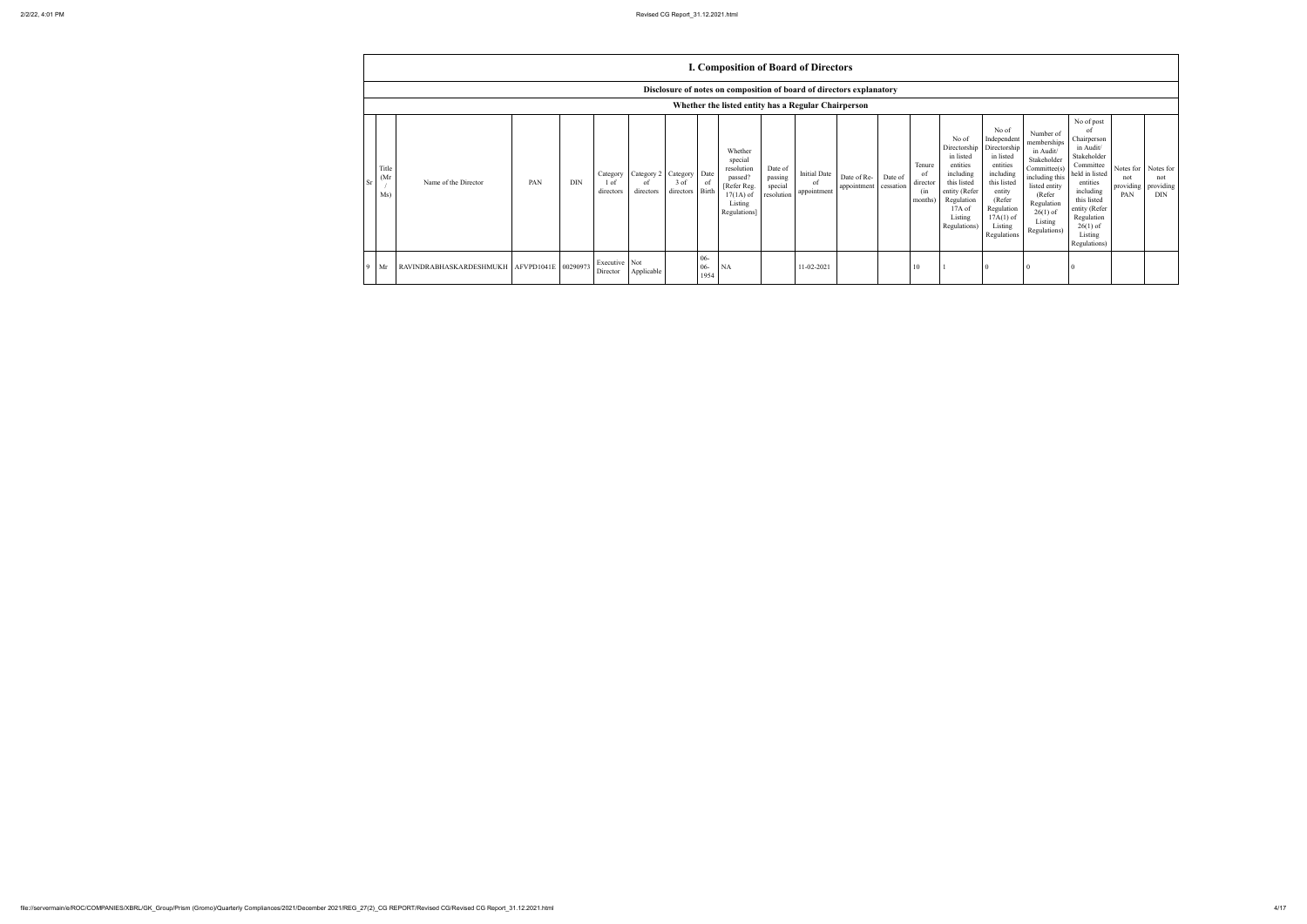## I. Composition of Board of Directors

### Disclosure of notes on composition of board of directors explanatory

### Whether the listed entity has a Regular Chairperson

| Sr | Title (Mr / Ms) | Name of the Director | PAN | DIN | Category 1 of directors | Category 2 of directors | Category 3 of directors | Date of Birth | Whether special resolution passed? [Refer Reg. 17(1A) of Listing Regulations] | Date of passing special resolution | Initial Date of appointment | Date of Re-appointment | Date of cessation | Tenure of director (in months) | No of Directorship in listed entities including this listed entity (Refer Regulation 17A of Listing Regulations) | No of Independent Directorship in listed entities including this listed entity (Refer Regulation 17A(1) of Listing Regulations | Number of memberships in Audit/ Stakeholder Committee(s) including this listed entity (Refer Regulation 26(1) of Listing Regulations) | No of post of Chairperson in Audit/ Stakeholder Committee held in listed entities including this listed entity (Refer Regulation 26(1) of Listing Regulations) | Notes for not providing PAN | Notes for not providing DIN |
|---|---|---|---|---|---|---|---|---|---|---|---|---|---|---|---|---|---|---|---|---|
| 9 | Mr | RAVINDRABHASKARDESHMUKH | AFVPD1041E | 00290973 | Executive Director | Not Applicable | | 06-06-1954 | NA | | 11-02-2021 | | | 10 | 1 | 0 | 0 | 0 | | |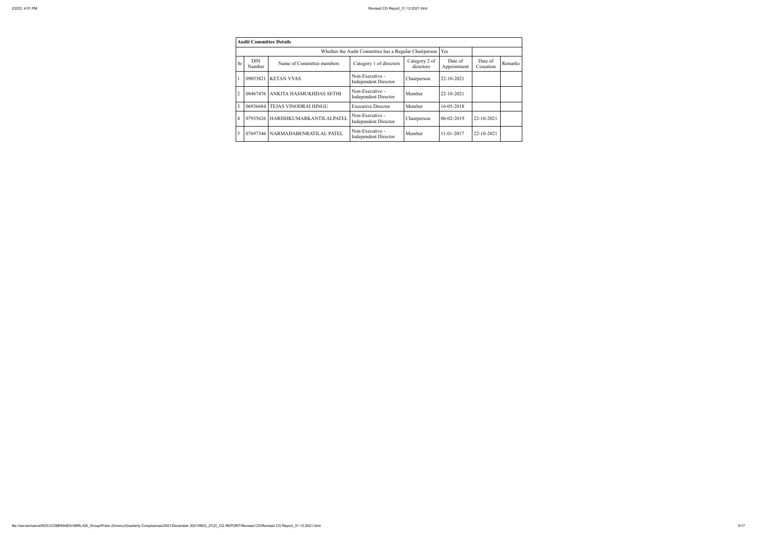| Audit Committee Details | | | | | | | |
|---|---|---|---|---|---|---|---|
| Whether the Audit Committee has a Regular Chairperson | | | | | Yes | | |
| Sr | DIN Number | Name of Committee members | Category 1 of directors | Category 2 of directors | Date of Appointment | Date of Cessation | Remarks |
| 1 | 09053821 | KETAN VYAS | Non-Executive - Independent Director | Chairperson | 22-10-2021 | | |
| 2 | 08467476 | ANKITA HASMUKHDAS SETHI | Non-Executive - Independent Director | Member | 22-10-2021 | | |
| 3 | 06936684 | TEJAS VINODRAI HINGU | Executive Director | Member | 16-05-2018 | | |
| 4 | 07935626 | HARISHKUMARKANTILALPATEL | Non-Executive - Independent Director | Chairperson | 06-02-2019 | 22-10-2021 | |
| 5 | 07697346 | NARMADABENRATILAL PATEL | Non-Executive - Independent Director | Member | 11-01-2017 | 22-10-2021 | |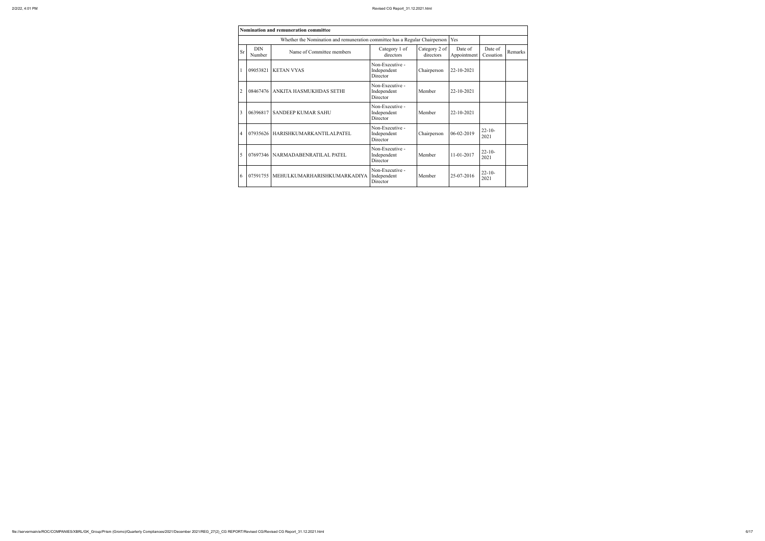| Nomination and remuneration committee | | | | | | | |
|---|---|---|---|---|---|---|---|
| Whether the Nomination and remuneration committee has a Regular Chairperson | | | | | Yes | | |
| Sr | DIN Number | Name of Committee members | Category 1 of directors | Category 2 of directors | Date of Appointment | Date of Cessation | Remarks |
| 1 | 09053821 | KETAN VYAS | Non-Executive - Independent Director | Chairperson | 22-10-2021 | | |
| 2 | 08467476 | ANKITA HASMUKHDAS SETHI | Non-Executive - Independent Director | Member | 22-10-2021 | | |
| 3 | 06396817 | SANDEEP KUMAR SAHU | Non-Executive - Independent Director | Member | 22-10-2021 | | |
| 4 | 07935626 | HARISHKUMARKANTILALPATEL | Non-Executive - Independent Director | Chairperson | 06-02-2019 | 22-10-2021 | |
| 5 | 07697346 | NARMADABENRATILAL PATEL | Non-Executive - Independent Director | Member | 11-01-2017 | 22-10-2021 | |
| 6 | 07591755 | MEHULKUMARHARISHKUMARKADIYA | Non-Executive - Independent Director | Member | 25-07-2016 | 22-10-2021 | |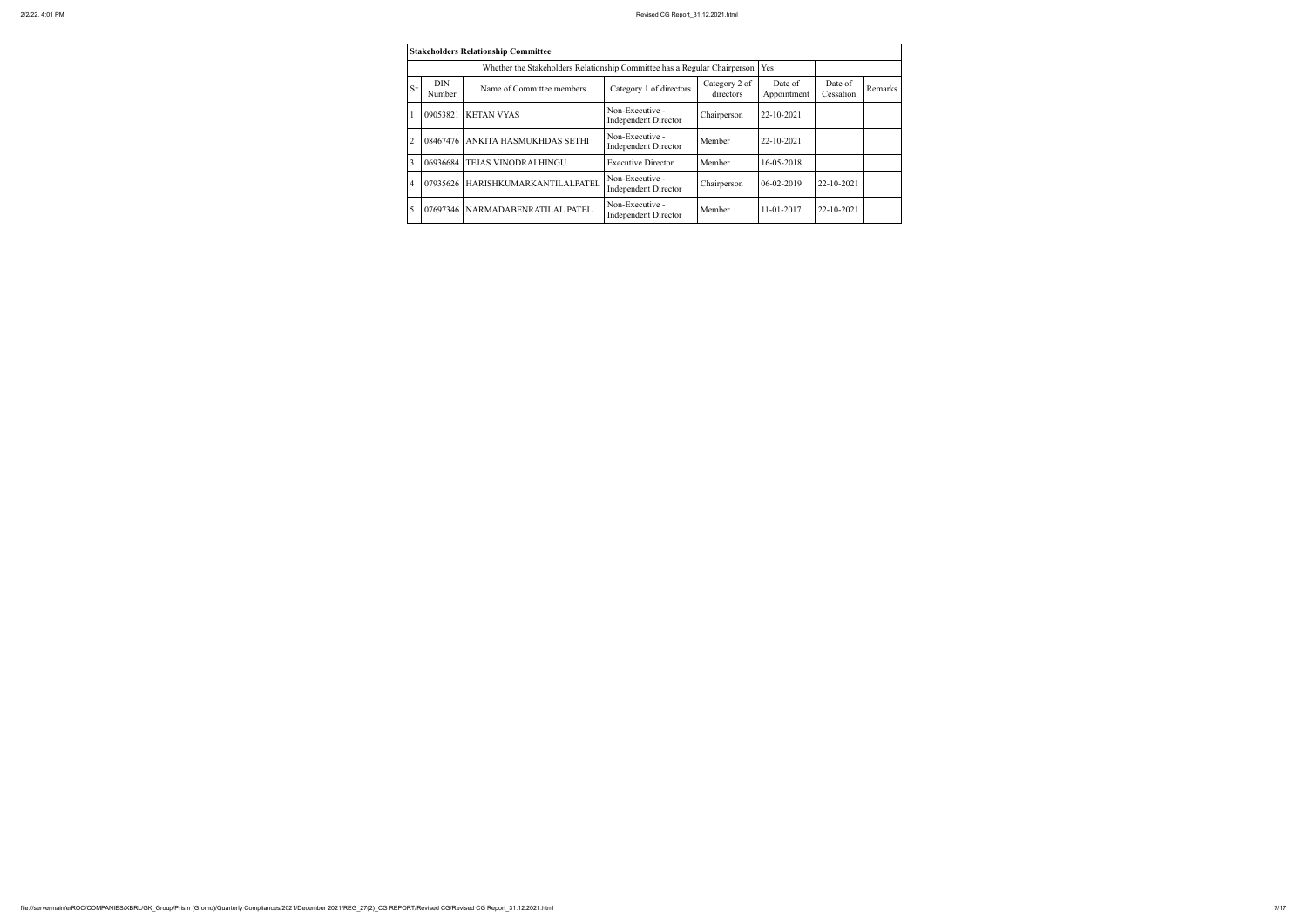| Stakeholders Relationship Committee | | | | | | | |
|---|---|---|---|---|---|---|---|
| Whether the Stakeholders Relationship Committee has a Regular Chairperson | | | | | Yes | | |
| Sr | DIN Number | Name of Committee members | Category 1 of directors | Category 2 of directors | Date of Appointment | Date of Cessation | Remarks |
| 1 | 09053821 | KETAN VYAS | Non-Executive - Independent Director | Chairperson | 22-10-2021 | | |
| 2 | 08467476 | ANKITA HASMUKHDAS SETHI | Non-Executive - Independent Director | Member | 22-10-2021 | | |
| 3 | 06936684 | TEJAS VINODRAI HINGU | Executive Director | Member | 16-05-2018 | | |
| 4 | 07935626 | HARISHKUMARKANTILALPATEL | Non-Executive - Independent Director | Chairperson | 06-02-2019 | 22-10-2021 | |
| 5 | 07697346 | NARMADABENRATILAL PATEL | Non-Executive - Independent Director | Member | 11-01-2017 | 22-10-2021 | |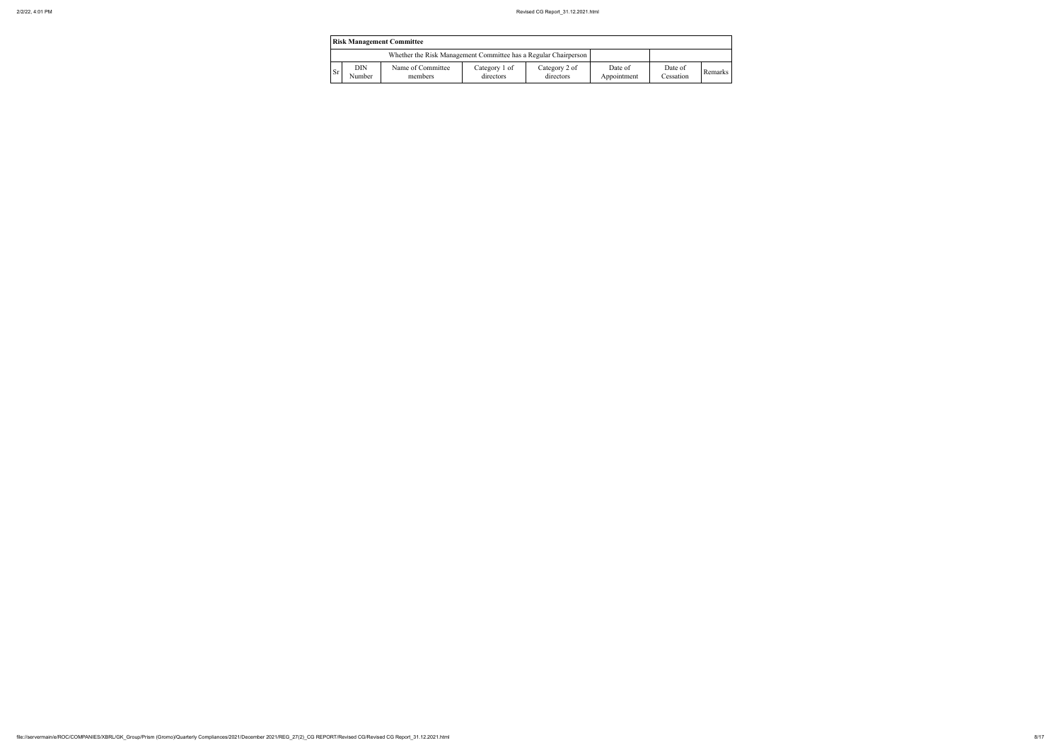| Risk Management Committee | | | | | | | |
|---|---|---|---|---|---|---|---|
| Whether the Risk Management Committee has a Regular Chairperson | | | | | | | |
| Sr | DIN Number | Name of Committee members | Category 1 of directors | Category 2 of directors | Date of Appointment | Date of Cessation | Remarks |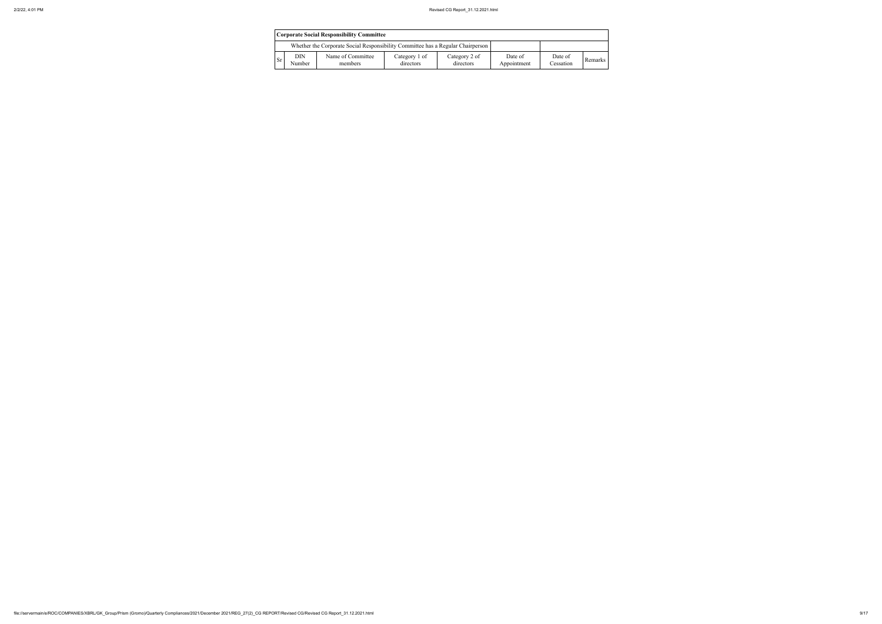| Corporate Social Responsibility Committee | | | | | | | |
|---|---|---|---|---|---|---|---|
| | Whether the Corporate Social Responsibility Committee has a Regular Chairperson | | | | | | |
| Sr | DIN Number | Name of Committee members | Category 1 of directors | Category 2 of directors | Date of Appointment | Date of Cessation | Remarks |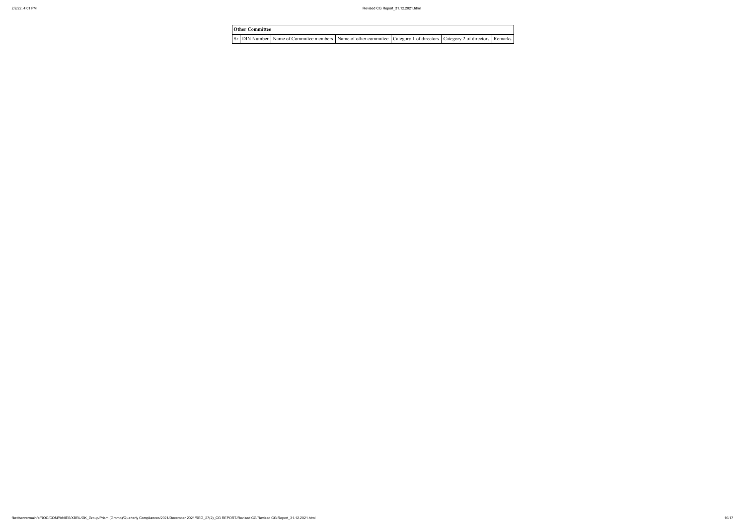| Other Committee | | | | | | |
|---|---|---|---|---|---|---|
| Sr | DIN Number | Name of Committee members | Name of other committee | Category 1 of directors | Category 2 of directors | Remarks |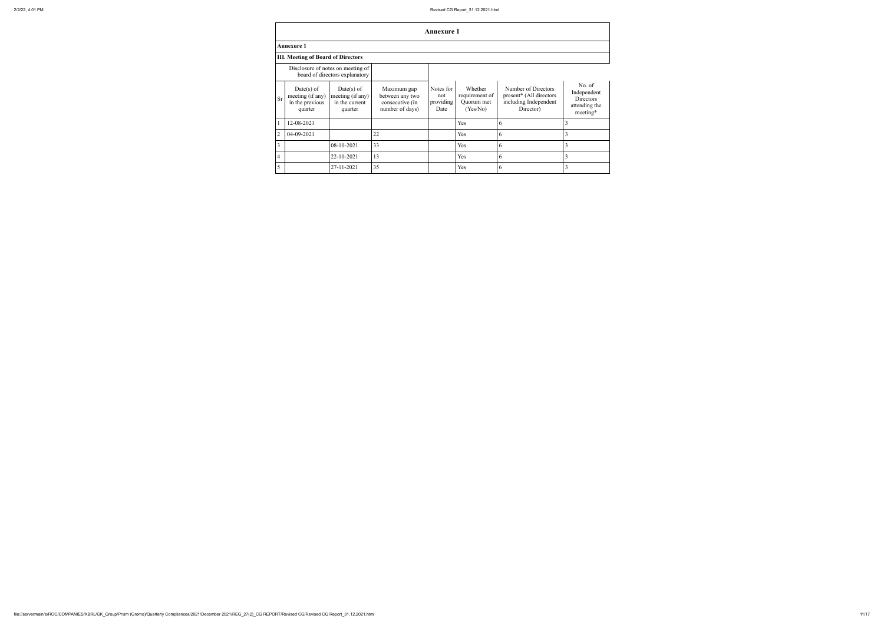# Annexure 1

## Annexure 1

### III. Meeting of Board of Directors

Disclosure of notes on meeting of board of directors explanatory

| Sr | Date(s) of meeting (if any) in the previous quarter | Date(s) of meeting (if any) in the current quarter | Maximum gap between any two consecutive (in number of days) | Notes for not providing Date | Whether requirement of Quorum met (Yes/No) | Number of Directors present* (All directors including Independent Director) | No. of Independent Directors attending the meeting* |
|---|---|---|---|---|---|---|---|
| 1 | 12-08-2021 | | | | Yes | 6 | 3 |
| 2 | 04-09-2021 | | 22 | | Yes | 6 | 3 |
| 3 | | 08-10-2021 | 33 | | Yes | 6 | 3 |
| 4 | | 22-10-2021 | 13 | | Yes | 6 | 3 |
| 5 | | 27-11-2021 | 35 | | Yes | 6 | 3 |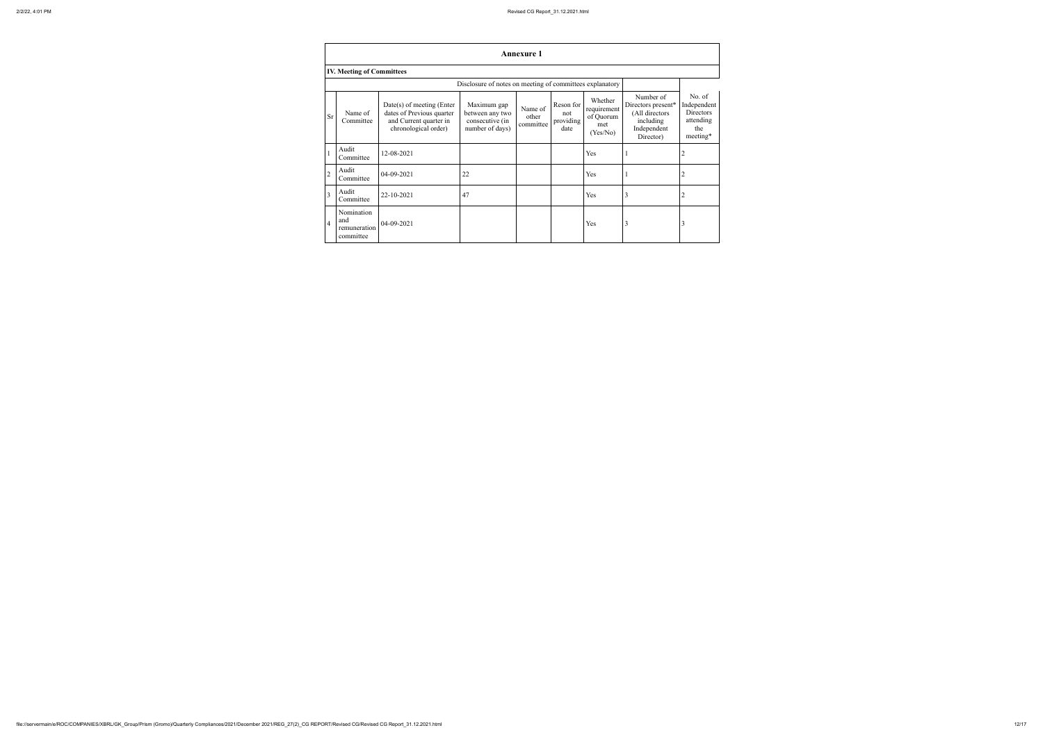## Annexure 1

### IV. Meeting of Committees

| | | | Disclosure of notes on meeting of committees explanatory | | | | | |
|---|---|---|---|---|---|---|---|---|
| Sr | Name of Committee | Date(s) of meeting (Enter dates of Previous quarter and Current quarter in chronological order) | Maximum gap between any two consecutive (in number of days) | Name of other committee | Reson for not providing date | Whether requirement of Quorum met (Yes/No) | Number of Directors present* (All directors including Independent Director) | No. of Independent Directors attending the meeting* |
| 1 | Audit Committee | 12-08-2021 | | | | Yes | 1 | 2 |
| 2 | Audit Committee | 04-09-2021 | 22 | | | Yes | 1 | 2 |
| 3 | Audit Committee | 22-10-2021 | 47 | | | Yes | 3 | 2 |
| 4 | Nomination and remuneration committee | 04-09-2021 | | | | Yes | 3 | 3 |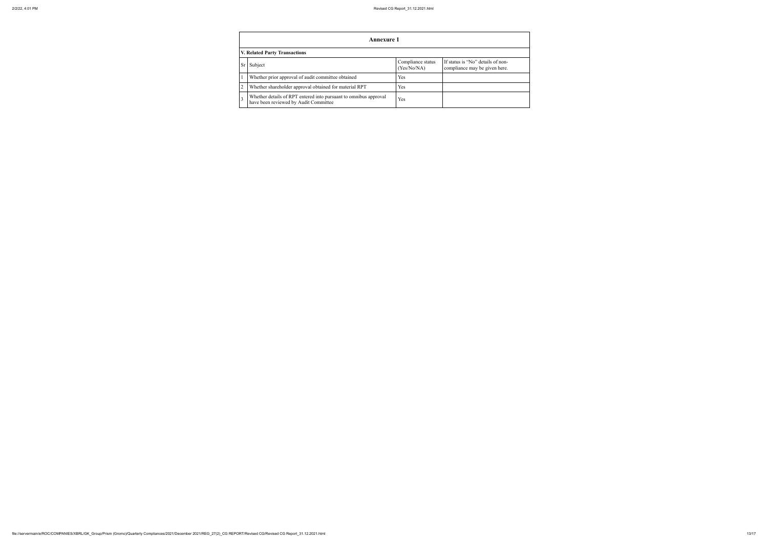## Annexure 1

### V. Related Party Transactions

| Sr | Subject | Compliance status (Yes/No/NA) | If status is "No" details of non-compliance may be given here. |
|---|---|---|---|
| 1 | Whether prior approval of audit committee obtained | Yes | |
| 2 | Whether shareholder approval obtained for material RPT | Yes | |
| 3 | Whether details of RPT entered into pursuant to omnibus approval have been reviewed by Audit Committee | Yes | |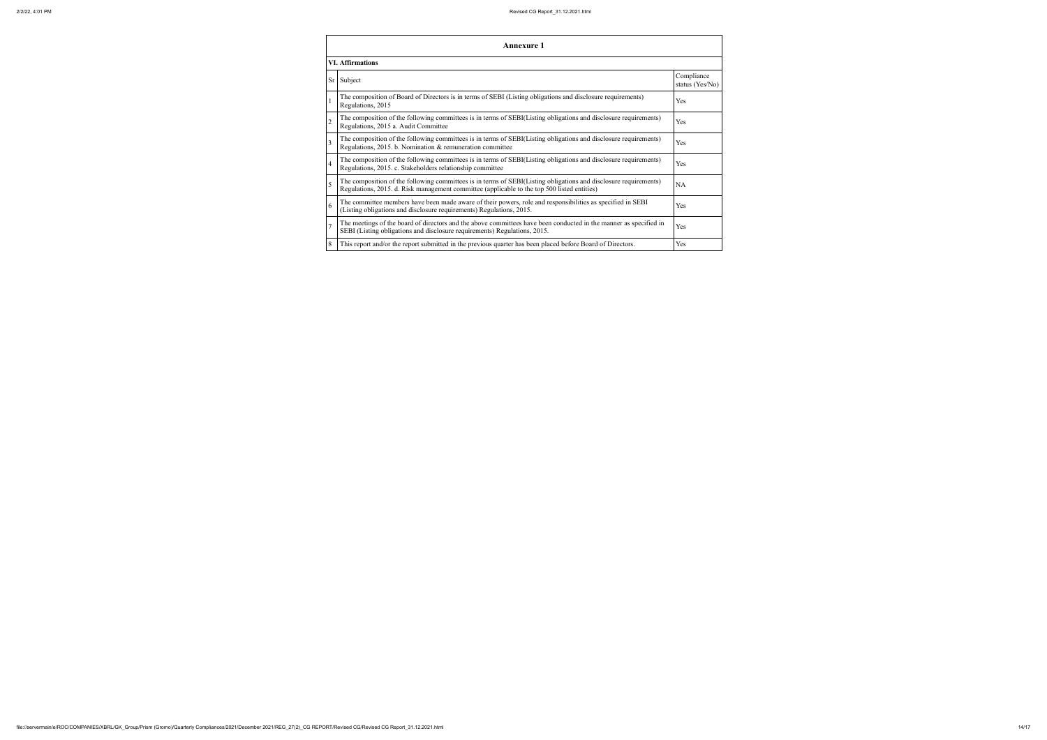## Annexure 1

### VI. Affirmations

| Sr | Subject | Compliance status (Yes/No) |
|---|---|---|
| 1 | The composition of Board of Directors is in terms of SEBI (Listing obligations and disclosure requirements) Regulations, 2015 | Yes |
| 2 | The composition of the following committees is in terms of SEBI(Listing obligations and disclosure requirements) Regulations, 2015 a. Audit Committee | Yes |
| 3 | The composition of the following committees is in terms of SEBI(Listing obligations and disclosure requirements) Regulations, 2015. b. Nomination & remuneration committee | Yes |
| 4 | The composition of the following committees is in terms of SEBI(Listing obligations and disclosure requirements) Regulations, 2015. c. Stakeholders relationship committee | Yes |
| 5 | The composition of the following committees is in terms of SEBI(Listing obligations and disclosure requirements) Regulations, 2015. d. Risk management committee (applicable to the top 500 listed entities) | NA |
| 6 | The committee members have been made aware of their powers, role and responsibilities as specified in SEBI (Listing obligations and disclosure requirements) Regulations, 2015. | Yes |
| 7 | The meetings of the board of directors and the above committees have been conducted in the manner as specified in SEBI (Listing obligations and disclosure requirements) Regulations, 2015. | Yes |
| 8 | This report and/or the report submitted in the previous quarter has been placed before Board of Directors. | Yes |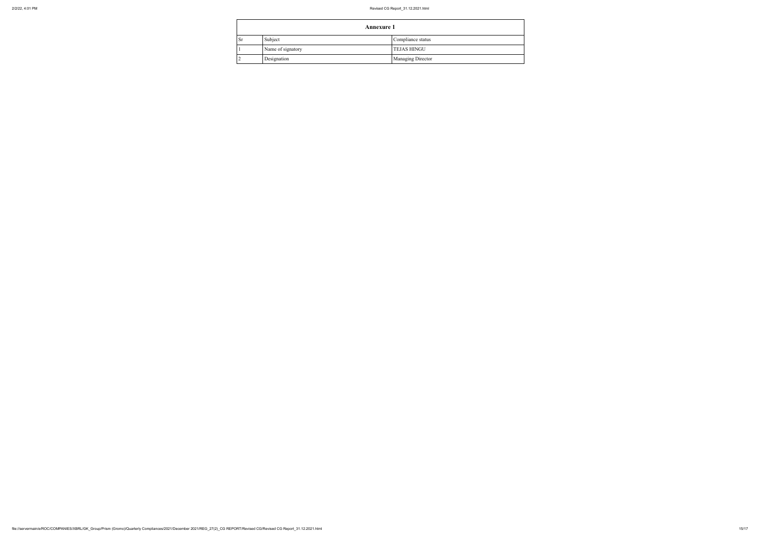| Annexure 1 | | |
|---|---|---|
| Sr | Subject | Compliance status |
| 1 | Name of signatory | TEJAS HINGU |
| 2 | Designation | Managing Director |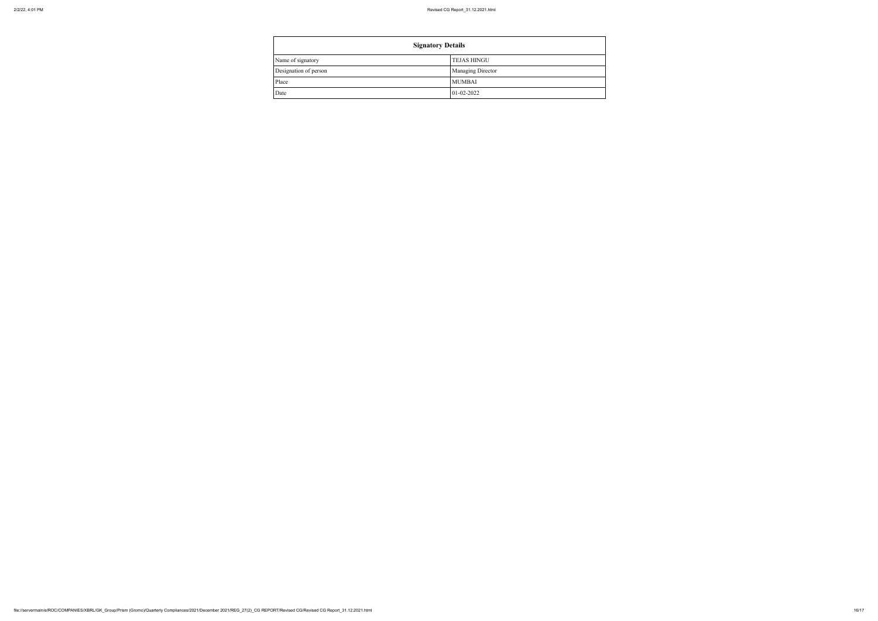| Signatory Details | |
|---|---|
| Name of signatory | TEJAS HINGU |
| Designation of person | Managing Director |
| Place | MUMBAI |
| Date | 01-02-2022 |